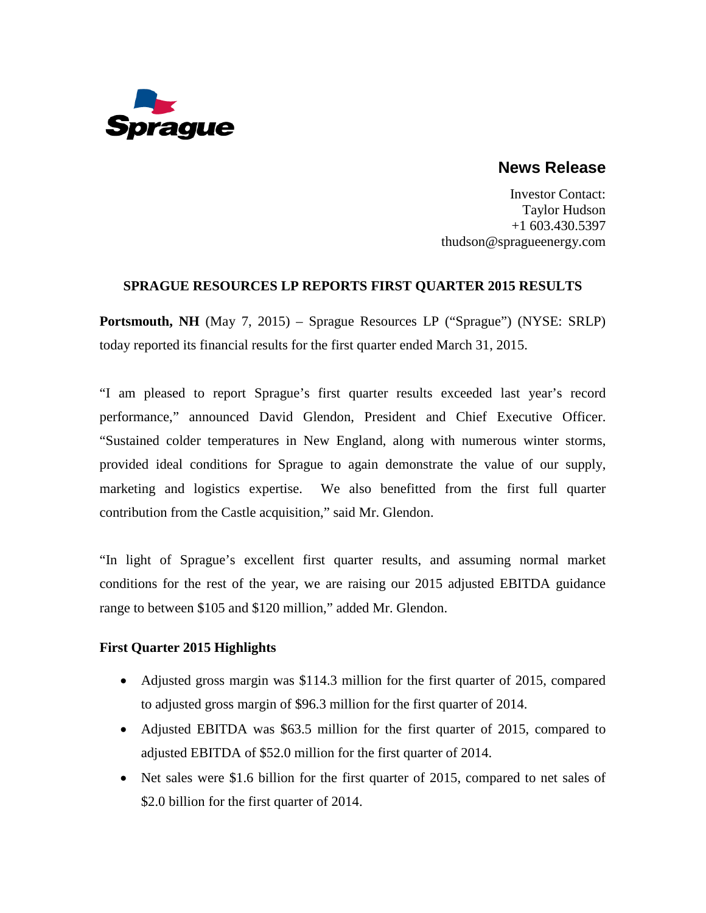Sprague

## News Release

Investor Contact:
Taylor Hudson
+1 603.430.5397
thudson@spragueenergy.com

# SPRAGUE RESOURCES LP REPORTS FIRST QUARTER 2015 RESULTS

**Portsmouth, NH** (May 7, 2015) – Sprague Resources LP ("Sprague") (NYSE: SRLP) today reported its financial results for the first quarter ended March 31, 2015.

"I am pleased to report Sprague's first quarter results exceeded last year's record performance," announced David Glendon, President and Chief Executive Officer. "Sustained colder temperatures in New England, along with numerous winter storms, provided ideal conditions for Sprague to again demonstrate the value of our supply, marketing and logistics expertise. We also benefitted from the first full quarter contribution from the Castle acquisition," said Mr. Glendon.

"In light of Sprague's excellent first quarter results, and assuming normal market conditions for the rest of the year, we are raising our 2015 adjusted EBITDA guidance range to between $105 and $120 million," added Mr. Glendon.

## First Quarter 2015 Highlights

- Adjusted gross margin was $114.3 million for the first quarter of 2015, compared to adjusted gross margin of $96.3 million for the first quarter of 2014.
- Adjusted EBITDA was $63.5 million for the first quarter of 2015, compared to adjusted EBITDA of $52.0 million for the first quarter of 2014.
- Net sales were $1.6 billion for the first quarter of 2015, compared to net sales of $2.0 billion for the first quarter of 2014.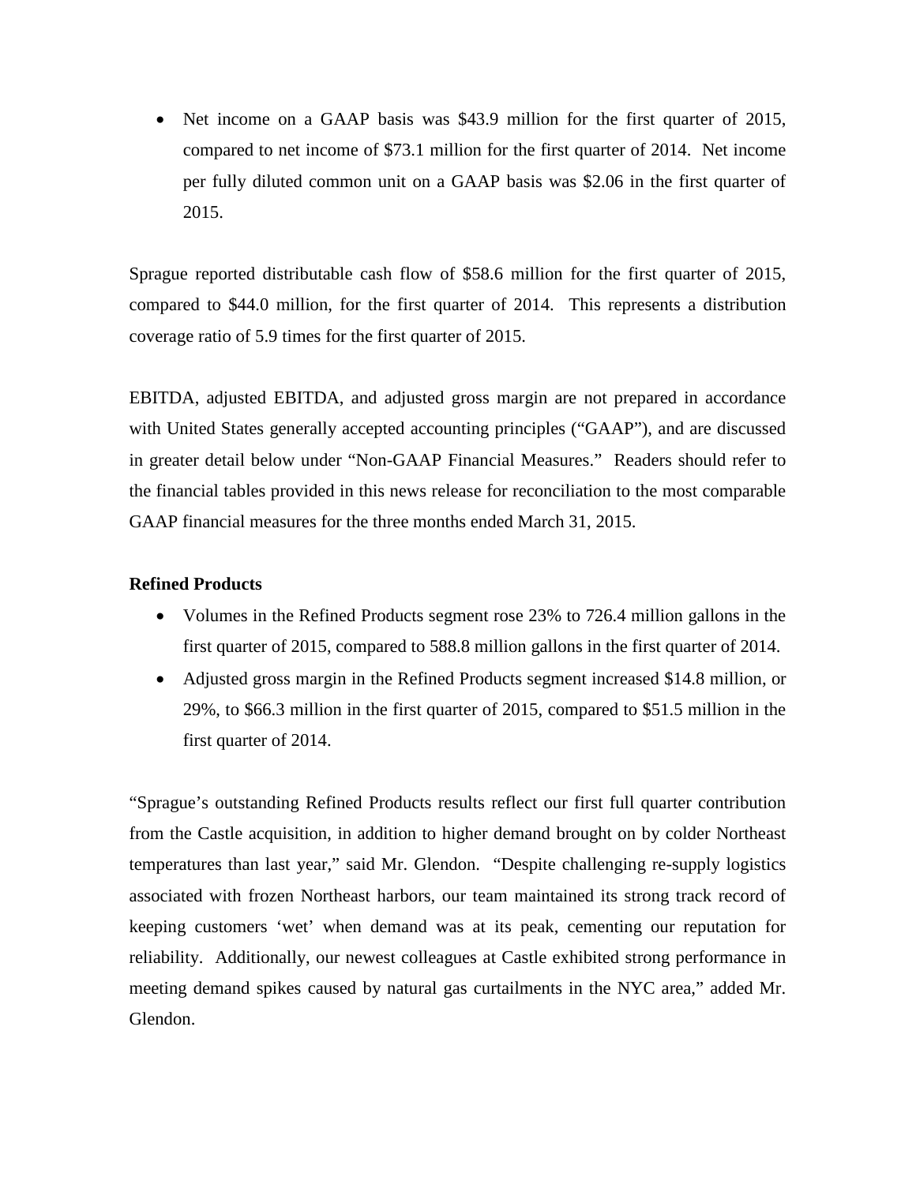- Net income on a GAAP basis was $43.9 million for the first quarter of 2015, compared to net income of $73.1 million for the first quarter of 2014. Net income per fully diluted common unit on a GAAP basis was $2.06 in the first quarter of 2015.

Sprague reported distributable cash flow of $58.6 million for the first quarter of 2015, compared to $44.0 million, for the first quarter of 2014. This represents a distribution coverage ratio of 5.9 times for the first quarter of 2015.

EBITDA, adjusted EBITDA, and adjusted gross margin are not prepared in accordance with United States generally accepted accounting principles ("GAAP"), and are discussed in greater detail below under "Non-GAAP Financial Measures." Readers should refer to the financial tables provided in this news release for reconciliation to the most comparable GAAP financial measures for the three months ended March 31, 2015.

**Refined Products**

- Volumes in the Refined Products segment rose 23% to 726.4 million gallons in the first quarter of 2015, compared to 588.8 million gallons in the first quarter of 2014.
- Adjusted gross margin in the Refined Products segment increased $14.8 million, or 29%, to $66.3 million in the first quarter of 2015, compared to $51.5 million in the first quarter of 2014.

"Sprague's outstanding Refined Products results reflect our first full quarter contribution from the Castle acquisition, in addition to higher demand brought on by colder Northeast temperatures than last year," said Mr. Glendon. "Despite challenging re-supply logistics associated with frozen Northeast harbors, our team maintained its strong track record of keeping customers 'wet' when demand was at its peak, cementing our reputation for reliability. Additionally, our newest colleagues at Castle exhibited strong performance in meeting demand spikes caused by natural gas curtailments in the NYC area," added Mr. Glendon.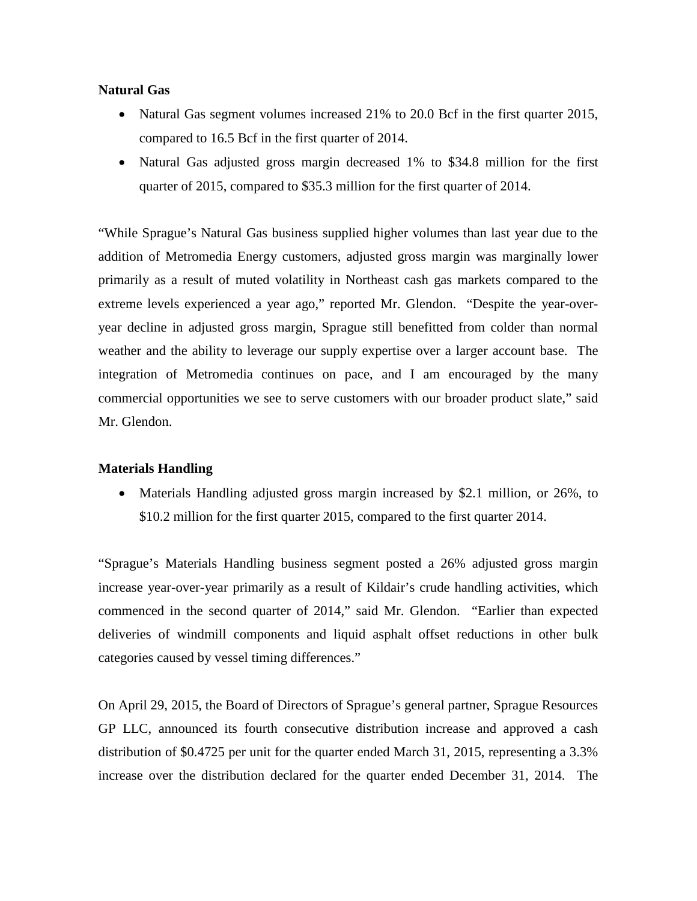**Natural Gas**

- Natural Gas segment volumes increased 21% to 20.0 Bcf in the first quarter 2015, compared to 16.5 Bcf in the first quarter of 2014.
- Natural Gas adjusted gross margin decreased 1% to $34.8 million for the first quarter of 2015, compared to $35.3 million for the first quarter of 2014.

"While Sprague's Natural Gas business supplied higher volumes than last year due to the addition of Metromedia Energy customers, adjusted gross margin was marginally lower primarily as a result of muted volatility in Northeast cash gas markets compared to the extreme levels experienced a year ago," reported Mr. Glendon. "Despite the year-over-year decline in adjusted gross margin, Sprague still benefitted from colder than normal weather and the ability to leverage our supply expertise over a larger account base. The integration of Metromedia continues on pace, and I am encouraged by the many commercial opportunities we see to serve customers with our broader product slate," said Mr. Glendon.

**Materials Handling**

- Materials Handling adjusted gross margin increased by $2.1 million, or 26%, to $10.2 million for the first quarter 2015, compared to the first quarter 2014.

"Sprague's Materials Handling business segment posted a 26% adjusted gross margin increase year-over-year primarily as a result of Kildair's crude handling activities, which commenced in the second quarter of 2014," said Mr. Glendon. "Earlier than expected deliveries of windmill components and liquid asphalt offset reductions in other bulk categories caused by vessel timing differences."

On April 29, 2015, the Board of Directors of Sprague's general partner, Sprague Resources GP LLC, announced its fourth consecutive distribution increase and approved a cash distribution of $0.4725 per unit for the quarter ended March 31, 2015, representing a 3.3% increase over the distribution declared for the quarter ended December 31, 2014. The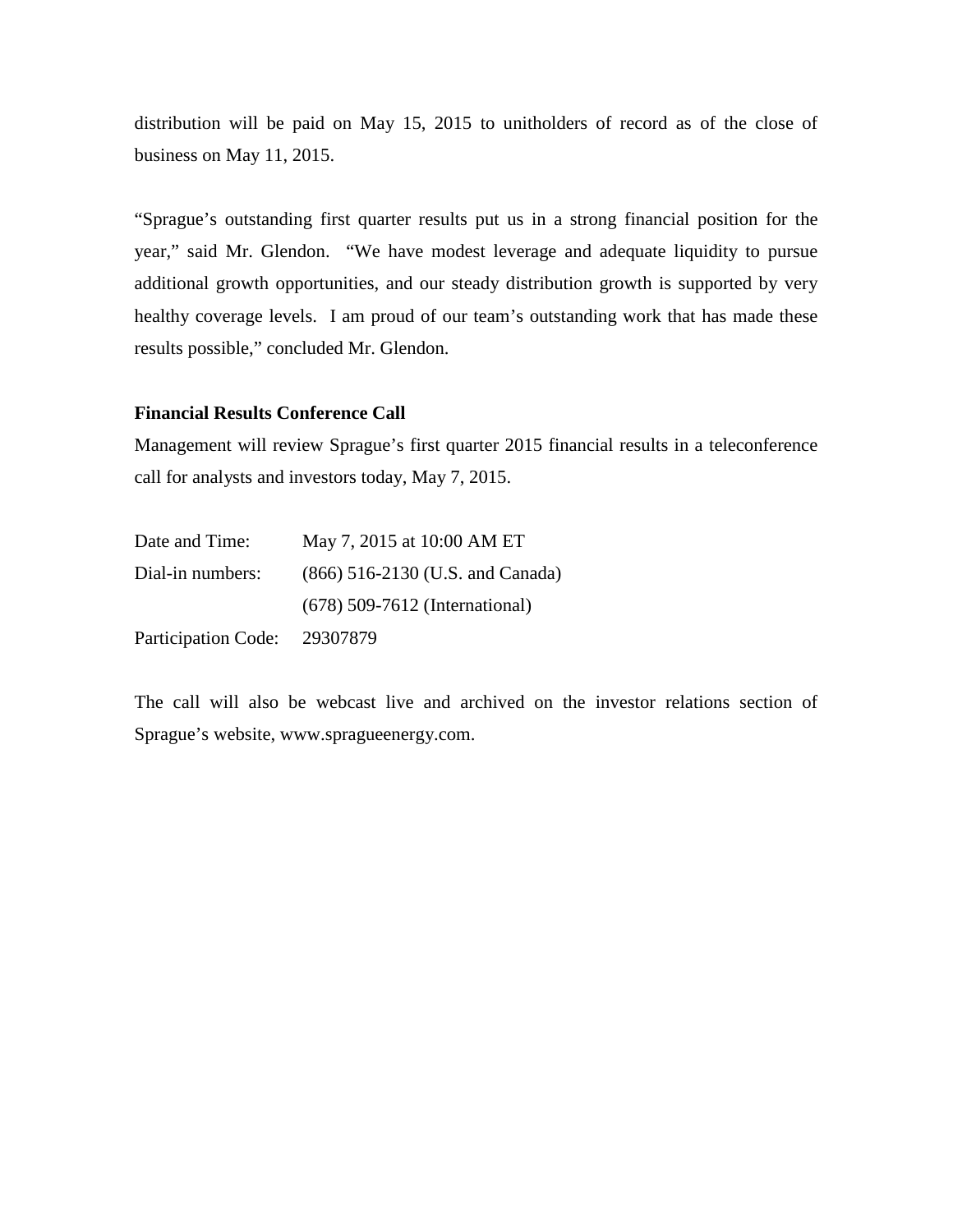distribution will be paid on May 15, 2015 to unitholders of record as of the close of business on May 11, 2015.

"Sprague's outstanding first quarter results put us in a strong financial position for the year," said Mr. Glendon. "We have modest leverage and adequate liquidity to pursue additional growth opportunities, and our steady distribution growth is supported by very healthy coverage levels. I am proud of our team's outstanding work that has made these results possible," concluded Mr. Glendon.

**Financial Results Conference Call**

Management will review Sprague's first quarter 2015 financial results in a teleconference call for analysts and investors today, May 7, 2015.

| | |
|---|---|
| Date and Time: | May 7, 2015 at 10:00 AM ET |
| Dial-in numbers: | (866) 516-2130 (U.S. and Canada) |
| | (678) 509-7612 (International) |
| Participation Code: | 29307879 |

The call will also be webcast live and archived on the investor relations section of Sprague's website, www.spragueenergy.com.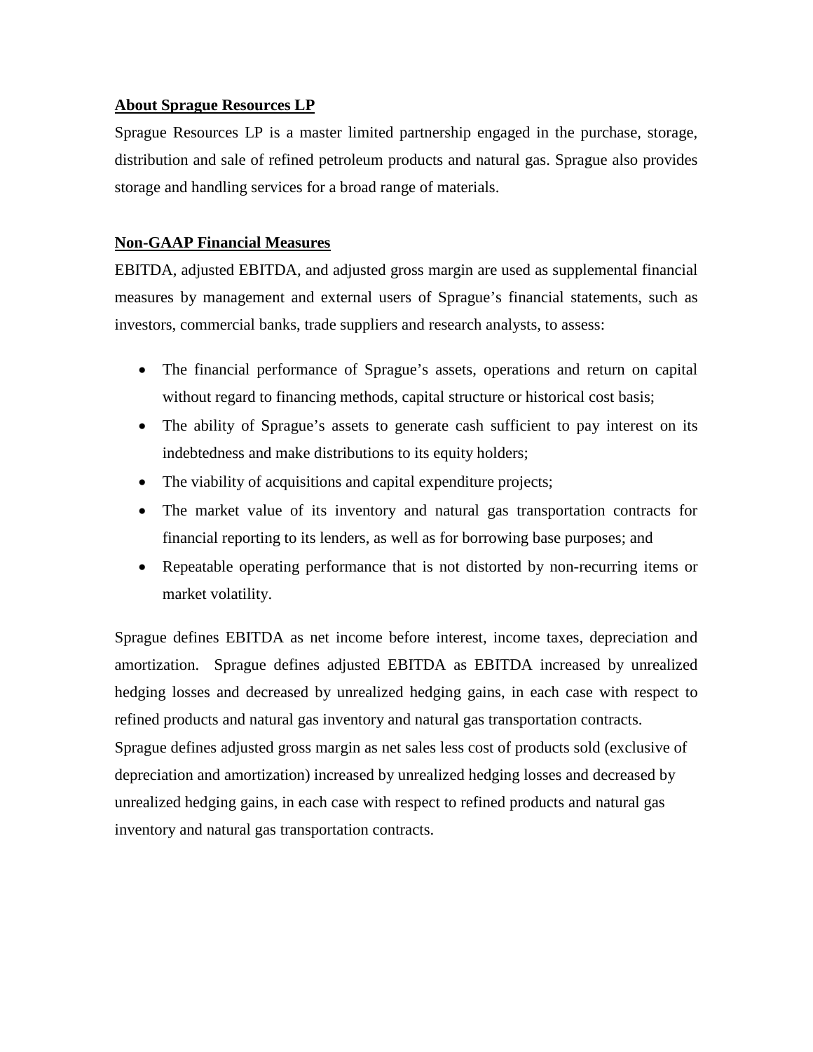## About Sprague Resources LP

Sprague Resources LP is a master limited partnership engaged in the purchase, storage, distribution and sale of refined petroleum products and natural gas. Sprague also provides storage and handling services for a broad range of materials.

## Non-GAAP Financial Measures

EBITDA, adjusted EBITDA, and adjusted gross margin are used as supplemental financial measures by management and external users of Sprague's financial statements, such as investors, commercial banks, trade suppliers and research analysts, to assess:

- The financial performance of Sprague's assets, operations and return on capital without regard to financing methods, capital structure or historical cost basis;
- The ability of Sprague's assets to generate cash sufficient to pay interest on its indebtedness and make distributions to its equity holders;
- The viability of acquisitions and capital expenditure projects;
- The market value of its inventory and natural gas transportation contracts for financial reporting to its lenders, as well as for borrowing base purposes; and
- Repeatable operating performance that is not distorted by non-recurring items or market volatility.

Sprague defines EBITDA as net income before interest, income taxes, depreciation and amortization. Sprague defines adjusted EBITDA as EBITDA increased by unrealized hedging losses and decreased by unrealized hedging gains, in each case with respect to refined products and natural gas inventory and natural gas transportation contracts. Sprague defines adjusted gross margin as net sales less cost of products sold (exclusive of depreciation and amortization) increased by unrealized hedging losses and decreased by unrealized hedging gains, in each case with respect to refined products and natural gas inventory and natural gas transportation contracts.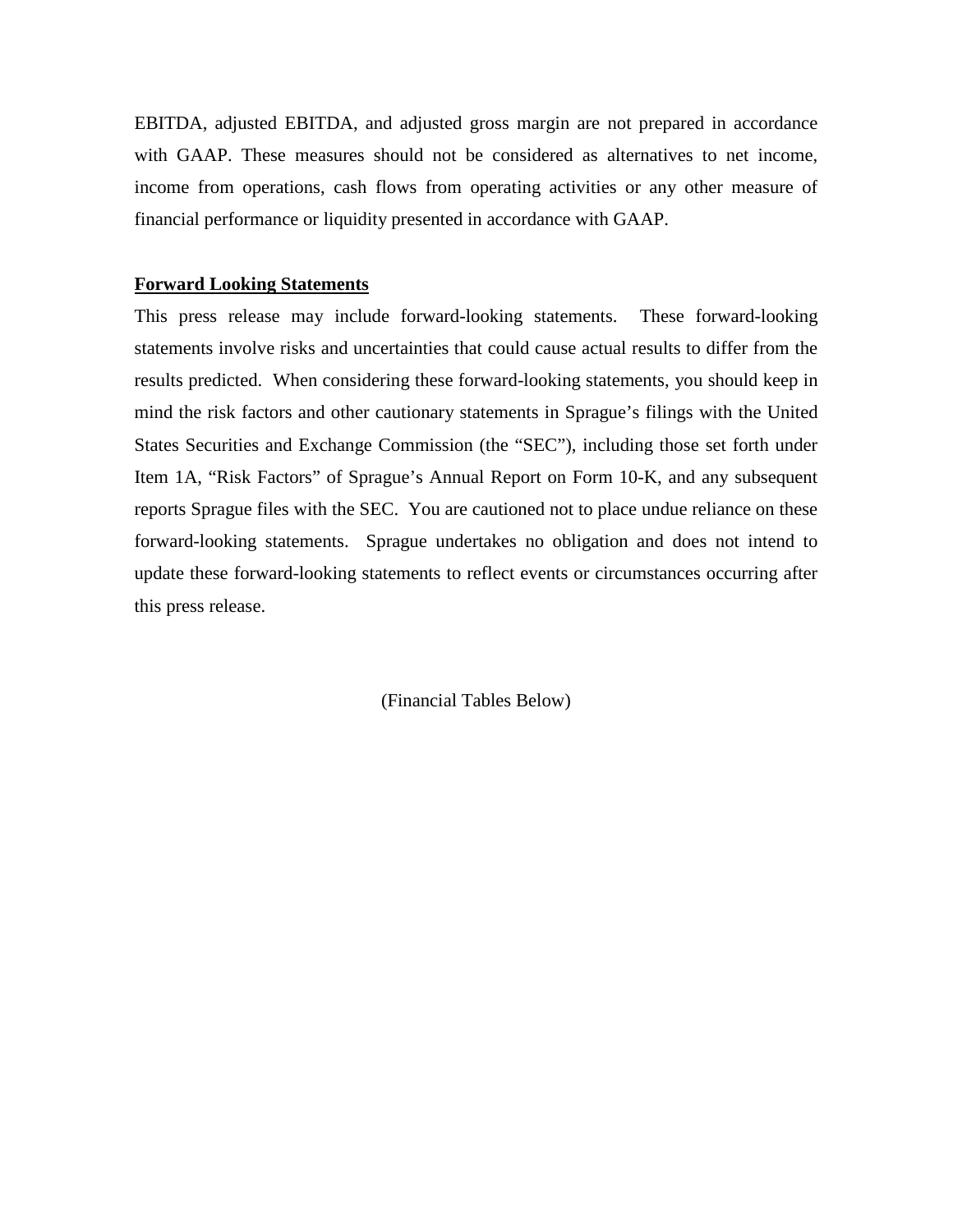EBITDA, adjusted EBITDA, and adjusted gross margin are not prepared in accordance with GAAP. These measures should not be considered as alternatives to net income, income from operations, cash flows from operating activities or any other measure of financial performance or liquidity presented in accordance with GAAP.

**Forward Looking Statements**

This press release may include forward-looking statements. These forward-looking statements involve risks and uncertainties that could cause actual results to differ from the results predicted. When considering these forward-looking statements, you should keep in mind the risk factors and other cautionary statements in Sprague's filings with the United States Securities and Exchange Commission (the "SEC"), including those set forth under Item 1A, "Risk Factors" of Sprague's Annual Report on Form 10-K, and any subsequent reports Sprague files with the SEC. You are cautioned not to place undue reliance on these forward-looking statements. Sprague undertakes no obligation and does not intend to update these forward-looking statements to reflect events or circumstances occurring after this press release.

(Financial Tables Below)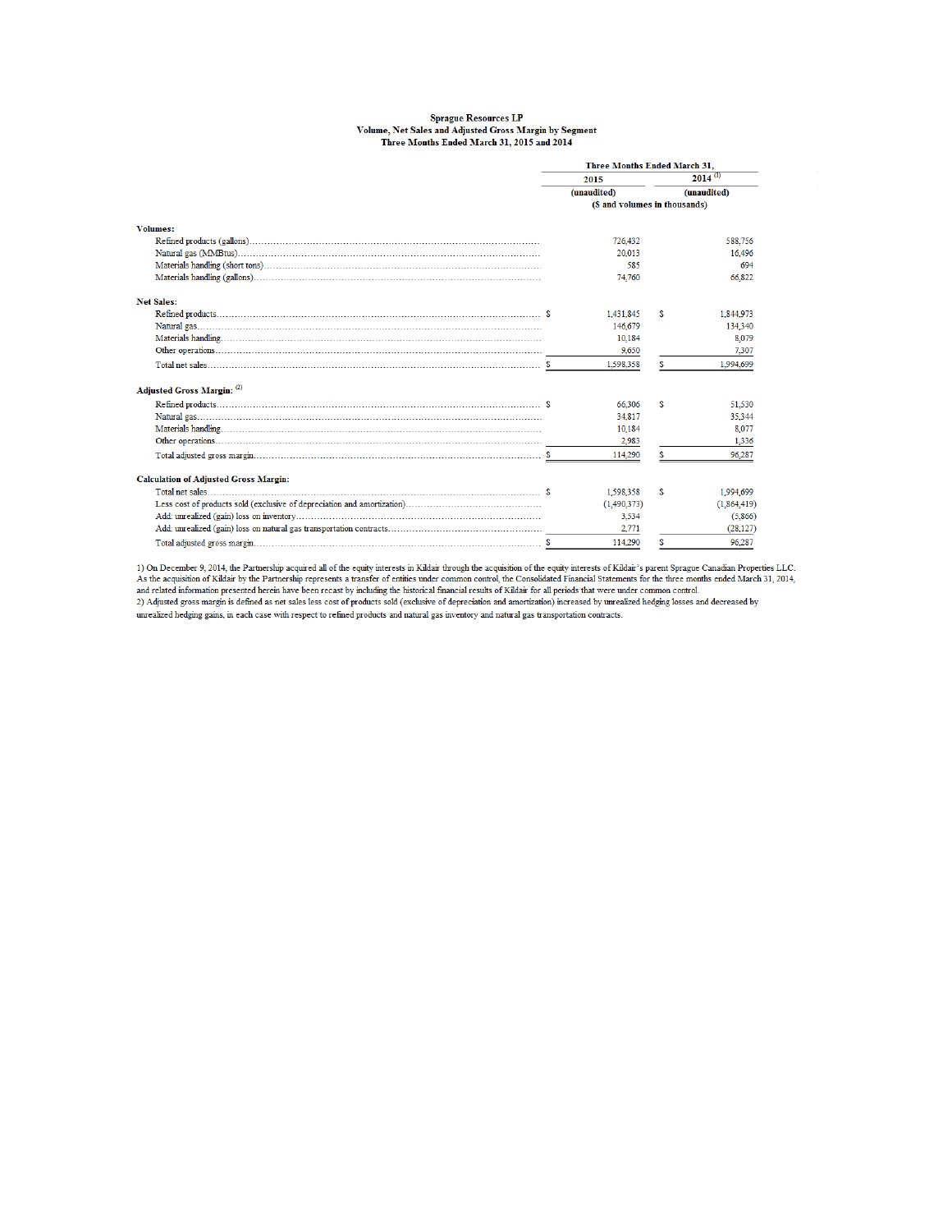**Sprague Resources LP**
**Volume, Net Sales and Adjusted Gross Margin by Segment**
**Three Months Ended March 31, 2015 and 2014**

| | Three Months Ended March 31, | |
|---|---|---|
| | 2015 | 2014 [(1)] |
| | (unaudited) | (unaudited) |
| | ($ and volumes in thousands) | |
| **Volumes:** | | |
| Refined products (gallons) | 726,432 | 588,756 |
| Natural gas (MMBtus) | 20,013 | 16,496 |
| Materials handling (short tons) | 585 | 694 |
| Materials handling (gallons) | 74,760 | 66,822 |
| **Net Sales:** | | |
| Refined products | $ 1,431,845 | $ 1,844,973 |
| Natural gas | 146,679 | 134,340 |
| Materials handling | 10,184 | 8,079 |
| Other operations | 9,650 | 7,307 |
| Total net sales | $ 1,598,358 | $ 1,994,699 |
| **Adjusted Gross Margin:** [(2)] | | |
| Refined products | $ 66,306 | $ 51,530 |
| Natural gas | 34,817 | 35,344 |
| Materials handling | 10,184 | 8,077 |
| Other operations | 2,983 | 1,336 |
| Total adjusted gross margin | $ 114,290 | $ 96,287 |
| **Calculation of Adjusted Gross Margin:** | | |
| Total net sales | $ 1,598,358 | $ 1,994,699 |
| Less cost of products sold (exclusive of depreciation and amortization) | (1,490,373) | (1,864,419) |
| Add: unrealized (gain) loss on inventory | 3,534 | (5,866) |
| Add: unrealized (gain) loss on natural gas transportation contracts | 2,771 | (28,127) |
| Total adjusted gross margin | $ 114,290 | $ 96,287 |

1) On December 9, 2014, the Partnership acquired all of the equity interests in Kildair through the acquisition of the equity interests of Kildair's parent Sprague Canadian Properties LLC. As the acquisition of Kildair by the Partnership represents a transfer of entities under common control, the Consolidated Financial Statements for the three months ended March 31, 2014, and related information presented herein have been recast by including the historical financial results of Kildair for all periods that were under common control.
2) Adjusted gross margin is defined as net sales less cost of products sold (exclusive of depreciation and amortization) increased by unrealized hedging losses and decreased by unrealized hedging gains, in each case with respect to refined products and natural gas inventory and natural gas transportation contracts.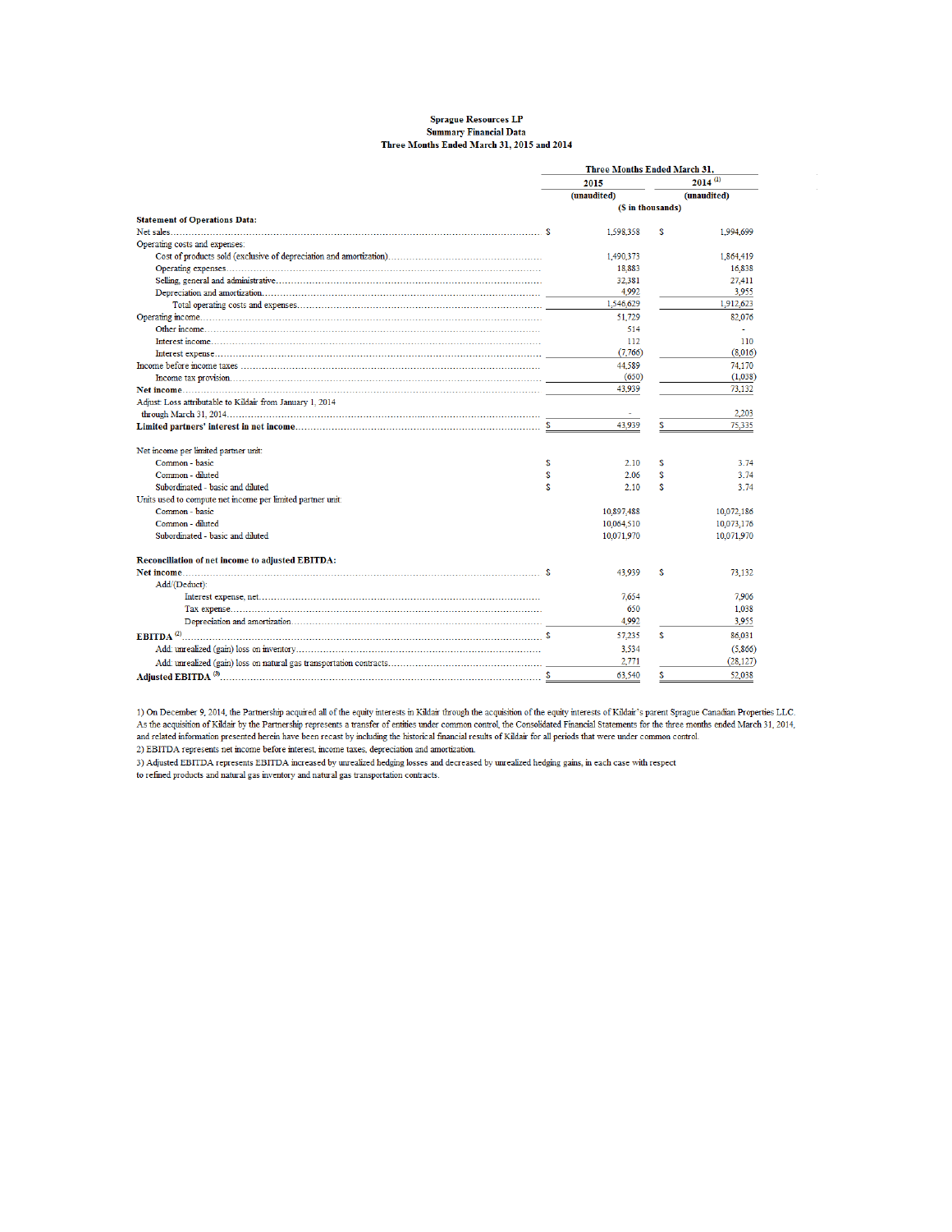**Sprague Resources LP**
**Summary Financial Data**
**Three Months Ended March 31, 2015 and 2014**

| | Three Months Ended March 31, | |
|---|---|---|
| | 2015 | 2014 [1] |
| | (unaudited) | (unaudited) |
| | ($ in thousands) | |
| **Statement of Operations Data:** | | |
| Net sales | $ 1,598,358 | $ 1,994,699 |
| Operating costs and expenses: | | |
| Cost of products sold (exclusive of depreciation and amortization) | 1,490,373 | 1,864,419 |
| Operating expenses | 18,883 | 16,838 |
| Selling, general and administrative | 32,381 | 27,411 |
| Depreciation and amortization | 4,992 | 3,955 |
| Total operating costs and expenses | 1,546,629 | 1,912,623 |
| Operating income | 51,729 | 82,076 |
| Other income | 514 | - |
| Interest income | 112 | 110 |
| Interest expense | (7,766) | (8,016) |
| Income before income taxes | 44,589 | 74,170 |
| Income tax provision | (650) | (1,038) |
| **Net income** | 43,939 | 73,132 |
| Adjust: Loss attributable to Kildair from January 1, 2014 through March 31, 2014 | - | 2,203 |
| **Limited partners' interest in net income** | $ 43,939 | $ 75,335 |
| | | |
| Net income per limited partner unit: | | |
| Common - basic | $ 2.10 | $ 3.74 |
| Common - diluted | $ 2.06 | $ 3.74 |
| Subordinated - basic and diluted | $ 2.10 | $ 3.74 |
| Units used to compute net income per limited partner unit: | | |
| Common - basic | 10,897,488 | 10,072,186 |
| Common - diluted | 10,064,510 | 10,073,176 |
| Subordinated - basic and diluted | 10,071,970 | 10,071,970 |
| | | |
| **Reconciliation of net income to adjusted EBITDA:** | | |
| **Net income** | $ 43,939 | $ 73,132 |
| Add/(Deduct): | | |
| Interest expense, net | 7,654 | 7,906 |
| Tax expense | 650 | 1,038 |
| Depreciation and amortization | 4,992 | 3,955 |
| **EBITDA** [2] | $ 57,235 | $ 86,031 |
| Add: unrealized (gain) loss on inventory | 3,534 | (5,866) |
| Add: unrealized (gain) loss on natural gas transportation contracts | 2,771 | (28,127) |
| **Adjusted EBITDA** [3] | $ 63,540 | $ 52,038 |

1) On December 9, 2014, the Partnership acquired all of the equity interests in Kildair through the acquisition of the equity interests of Kildair's parent Sprague Canadian Properties LLC. As the acquisition of Kildair by the Partnership represents a transfer of entities under common control, the Consolidated Financial Statements for the three months ended March 31, 2014, and related information presented herein have been recast by including the historical financial results of Kildair for all periods that were under common control.

2) EBITDA represents net income before interest, income taxes, depreciation and amortization.

3) Adjusted EBITDA represents EBITDA increased by unrealized hedging losses and decreased by unrealized hedging gains, in each case with respect to refined products and natural gas inventory and natural gas transportation contracts.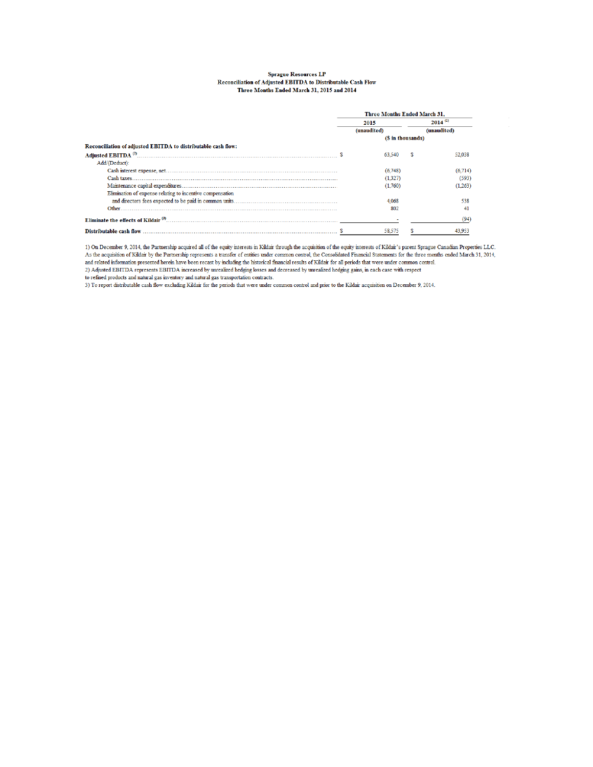**Sprague Resources LP**
**Reconciliation of Adjusted EBITDA to Distributable Cash Flow**
**Three Months Ended March 31, 2015 and 2014**

| | Three Months Ended March 31, | |
|---|---|---|
| | 2015 | 2014 [(1)] |
| | (unaudited) | (unaudited) |
| | ($ in thousands) | |
| **Reconciliation of adjusted EBITDA to distributable cash flow:** | | |
| **Adjusted EBITDA** [(2)] | $ 63,540 | $ 52,038 |
| Add/(Deduct): | | |
| Cash interest expense, net | (6,748) | (6,714) |
| Cash taxes | (1,327) | (593) |
| Maintenance capital expenditures | (1,760) | (1,263) |
| Elimination of expense relating to incentive compensation and directors fees expected to be paid in common units | 4,068 | 538 |
| Other | 802 | 41 |
| **Eliminate the effects of Kildair** [(3)] | - | (94) |
| **Distributable cash flow** | $ 58,575 | $ 43,953 |

1) On December 9, 2014, the Partnership acquired all of the equity interests in Kildair through the acquisition of the equity interests of Kildair's parent Sprague Canadian Properties LLC. As the acquisition of Kildair by the Partnership represents a transfer of entities under common control, the Consolidated Financial Statements for the three months ended March 31, 2014, and related information presented herein have been recast by including the historical financial results of Kildair for all periods that were under common control.

2) Adjusted EBITDA represents EBITDA increased by unrealized hedging losses and decreased by unrealized hedging gains, in each case with respect to refined products and natural gas inventory and natural gas transportation contracts.

3) To report distributable cash flow excluding Kildair for the periods that were under common control and prior to the Kildair acquisition on December 9, 2014.